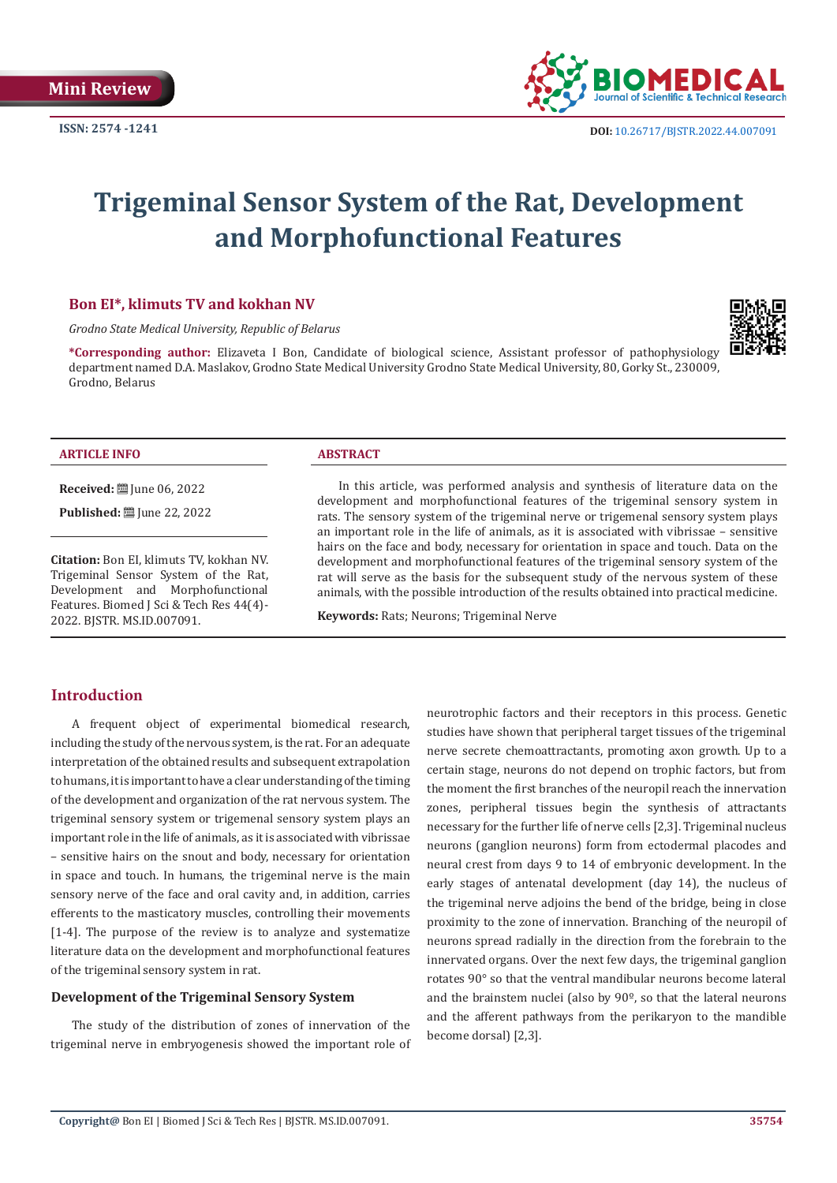Mini Review

ISSN: 2574 -1241

DOI: 10.26717/BJSTR.2022.44.007091

# Trigeminal Sensor System of the Rat, Development and Morphofunctional Features

**Bon EI*, klimuts TV and kokhan NV**

*Grodno State Medical University, Republic of Belarus*

***Corresponding author:** Elizaveta I Bon, Candidate of biological science, Assistant professor of pathophysiology department named D.A. Maslakov, Grodno State Medical University Grodno State Medical University, 80, Gorky St., 230009, Grodno, Belarus

**ARTICLE INFO**

**Received:** June 06, 2022

**Published:** June 22, 2022

**Citation:** Bon EI, klimuts TV, kokhan NV. Trigeminal Sensor System of the Rat, Development and Morphofunctional Features. Biomed J Sci & Tech Res 44(4)-2022. BJSTR. MS.ID.007091.

**ABSTRACT**

In this article, was performed analysis and synthesis of literature data on the development and morphofunctional features of the trigeminal sensory system in rats. The sensory system of the trigeminal nerve or trigemenal sensory system plays an important role in the life of animals, as it is associated with vibrissae – sensitive hairs on the face and body, necessary for orientation in space and touch. Data on the development and morphofunctional features of the trigeminal sensory system of the rat will serve as the basis for the subsequent study of the nervous system of these animals, with the possible introduction of the results obtained into practical medicine.

**Keywords:** Rats; Neurons; Trigeminal Nerve

## Introduction

A frequent object of experimental biomedical research, including the study of the nervous system, is the rat. For an adequate interpretation of the obtained results and subsequent extrapolation to humans, it is important to have a clear understanding of the timing of the development and organization of the rat nervous system. The trigeminal sensory system or trigemenal sensory system plays an important role in the life of animals, as it is associated with vibrissae – sensitive hairs on the snout and body, necessary for orientation in space and touch. In humans, the trigeminal nerve is the main sensory nerve of the face and oral cavity and, in addition, carries efferents to the masticatory muscles, controlling their movements [1-4]. The purpose of the review is to analyze and systematize literature data on the development and morphofunctional features of the trigeminal sensory system in rat.

### Development of the Trigeminal Sensory System

The study of the distribution of zones of innervation of the trigeminal nerve in embryogenesis showed the important role of neurotrophic factors and their receptors in this process. Genetic studies have shown that peripheral target tissues of the trigeminal nerve secrete chemoattractants, promoting axon growth. Up to a certain stage, neurons do not depend on trophic factors, but from the moment the first branches of the neuropil reach the innervation zones, peripheral tissues begin the synthesis of attractants necessary for the further life of nerve cells [2,3]. Trigeminal nucleus neurons (ganglion neurons) form from ectodermal placodes and neural crest from days 9 to 14 of embryonic development. In the early stages of antenatal development (day 14), the nucleus of the trigeminal nerve adjoins the bend of the bridge, being in close proximity to the zone of innervation. Branching of the neuropil of neurons spread radially in the direction from the forebrain to the innervated organs. Over the next few days, the trigeminal ganglion rotates 90° so that the ventral mandibular neurons become lateral and the brainstem nuclei (also by 90º, so that the lateral neurons and the afferent pathways from the perikaryon to the mandible become dorsal) [2,3].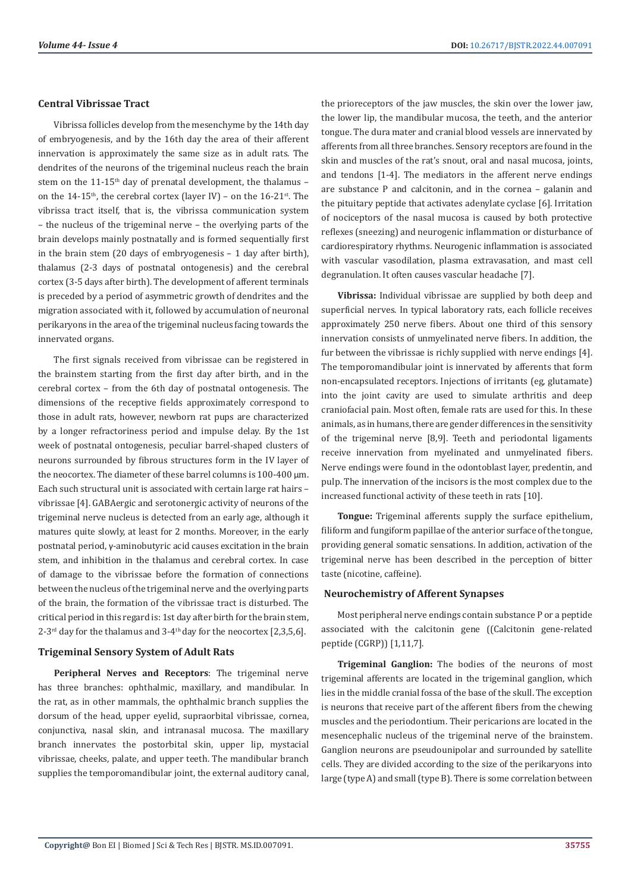## Central Vibrissae Tract

Vibrissa follicles develop from the mesenchyme by the 14th day of embryogenesis, and by the 16th day the area of their afferent innervation is approximately the same size as in adult rats. The dendrites of the neurons of the trigeminal nucleus reach the brain stem on the 11-15th day of prenatal development, the thalamus – on the 14-15th, the cerebral cortex (layer IV) – on the 16-21st. The vibrissa tract itself, that is, the vibrissa communication system – the nucleus of the trigeminal nerve – the overlying parts of the brain develops mainly postnatally and is formed sequentially first in the brain stem (20 days of embryogenesis – 1 day after birth), thalamus (2-3 days of postnatal ontogenesis) and the cerebral cortex (3-5 days after birth). The development of afferent terminals is preceded by a period of asymmetric growth of dendrites and the migration associated with it, followed by accumulation of neuronal perikaryons in the area of the trigeminal nucleus facing towards the innervated organs.

The first signals received from vibrissae can be registered in the brainstem starting from the first day after birth, and in the cerebral cortex – from the 6th day of postnatal ontogenesis. The dimensions of the receptive fields approximately correspond to those in adult rats, however, newborn rat pups are characterized by a longer refractoriness period and impulse delay. By the 1st week of postnatal ontogenesis, peculiar barrel-shaped clusters of neurons surrounded by fibrous structures form in the IV layer of the neocortex. The diameter of these barrel columns is 100-400 µm. Each such structural unit is associated with certain large rat hairs – vibrissae [4]. GABAergic and serotonergic activity of neurons of the trigeminal nerve nucleus is detected from an early age, although it matures quite slowly, at least for 2 months. Moreover, in the early postnatal period, γ-aminobutyric acid causes excitation in the brain stem, and inhibition in the thalamus and cerebral cortex. In case of damage to the vibrissae before the formation of connections between the nucleus of the trigeminal nerve and the overlying parts of the brain, the formation of the vibrissae tract is disturbed. The critical period in this regard is: 1st day after birth for the brain stem, 2-3rd day for the thalamus and 3-4th day for the neocortex [2,3,5,6].

## Trigeminal Sensory System of Adult Rats

**Peripheral Nerves and Receptors**: The trigeminal nerve has three branches: ophthalmic, maxillary, and mandibular. In the rat, as in other mammals, the ophthalmic branch supplies the dorsum of the head, upper eyelid, supraorbital vibrissae, cornea, conjunctiva, nasal skin, and intranasal mucosa. The maxillary branch innervates the postorbital skin, upper lip, mystacial vibrissae, cheeks, palate, and upper teeth. The mandibular branch supplies the temporomandibular joint, the external auditory canal, the prioreceptors of the jaw muscles, the skin over the lower jaw, the lower lip, the mandibular mucosa, the teeth, and the anterior tongue. The dura mater and cranial blood vessels are innervated by afferents from all three branches. Sensory receptors are found in the skin and muscles of the rat's snout, oral and nasal mucosa, joints, and tendons [1-4]. The mediators in the afferent nerve endings are substance P and calcitonin, and in the cornea – galanin and the pituitary peptide that activates adenylate cyclase [6]. Irritation of nociceptors of the nasal mucosa is caused by both protective reflexes (sneezing) and neurogenic inflammation or disturbance of cardiorespiratory rhythms. Neurogenic inflammation is associated with vascular vasodilation, plasma extravasation, and mast cell degranulation. It often causes vascular headache [7].

**Vibrissa:** Individual vibrissae are supplied by both deep and superficial nerves. In typical laboratory rats, each follicle receives approximately 250 nerve fibers. About one third of this sensory innervation consists of unmyelinated nerve fibers. In addition, the fur between the vibrissae is richly supplied with nerve endings [4]. The temporomandibular joint is innervated by afferents that form non-encapsulated receptors. Injections of irritants (eg, glutamate) into the joint cavity are used to simulate arthritis and deep craniofacial pain. Most often, female rats are used for this. In these animals, as in humans, there are gender differences in the sensitivity of the trigeminal nerve [8,9]. Teeth and periodontal ligaments receive innervation from myelinated and unmyelinated fibers. Nerve endings were found in the odontoblast layer, predentin, and pulp. The innervation of the incisors is the most complex due to the increased functional activity of these teeth in rats [10].

**Tongue:** Trigeminal afferents supply the surface epithelium, filiform and fungiform papillae of the anterior surface of the tongue, providing general somatic sensations. In addition, activation of the trigeminal nerve has been described in the perception of bitter taste (nicotine, caffeine).

## Neurochemistry of Afferent Synapses

Most peripheral nerve endings contain substance P or a peptide associated with the calcitonin gene ((Calcitonin gene-related peptide (CGRP)) [1,11,7].

**Trigeminal Ganglion:** The bodies of the neurons of most trigeminal afferents are located in the trigeminal ganglion, which lies in the middle cranial fossa of the base of the skull. The exception is neurons that receive part of the afferent fibers from the chewing muscles and the periodontium. Their pericarions are located in the mesencephalic nucleus of the trigeminal nerve of the brainstem. Ganglion neurons are pseudounipolar and surrounded by satellite cells. They are divided according to the size of the perikaryons into large (type A) and small (type B). There is some correlation between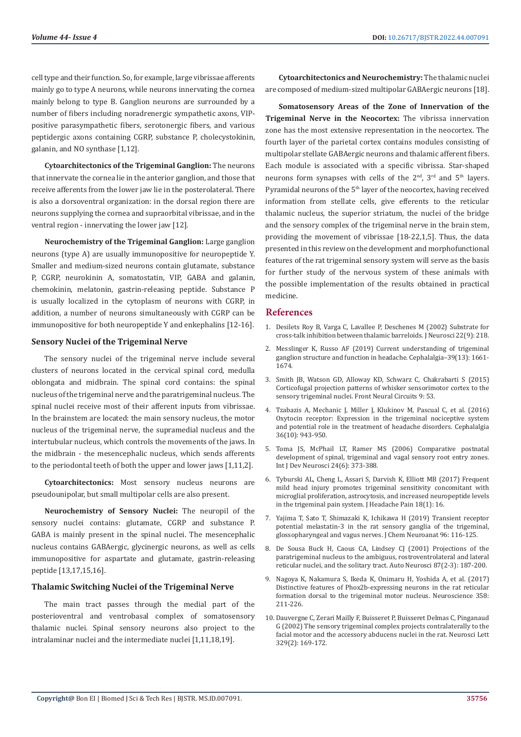cell type and their function. So, for example, large vibrissae afferents mainly go to type A neurons, while neurons innervating the cornea mainly belong to type B. Ganglion neurons are surrounded by a number of fibers including noradrenergic sympathetic axons, VIP-positive parasympathetic fibers, serotonergic fibers, and various peptidergic axons containing CGRP, substance P, cholecystokinin, galanin, and NO synthase [1,12].

**Cytoarchitectonics of the Trigeminal Ganglion:** The neurons that innervate the cornea lie in the anterior ganglion, and those that receive afferents from the lower jaw lie in the posterolateral. There is also a dorsoventral organization: in the dorsal region there are neurons supplying the cornea and supraorbital vibrissae, and in the ventral region - innervating the lower jaw [12].

**Neurochemistry of the Trigeminal Ganglion:** Large ganglion neurons (type A) are usually immunopositive for neuropeptide Y. Smaller and medium-sized neurons contain glutamate, substance P, CGRP, neurokinin A, somatostatin, VIP, GABA and galanin, chemokinin, melatonin, gastrin-releasing peptide. Substance P is usually localized in the cytoplasm of neurons with CGRP, in addition, a number of neurons simultaneously with CGRP can be immunopositive for both neuropeptide Y and enkephalins [12-16].

### Sensory Nuclei of the Trigeminal Nerve

The sensory nuclei of the trigeminal nerve include several clusters of neurons located in the cervical spinal cord, medulla oblongata and midbrain. The spinal cord contains: the spinal nucleus of the trigeminal nerve and the paratrigeminal nucleus. The spinal nuclei receive most of their afferent inputs from vibrissae. In the brainstem are located: the main sensory nucleus, the motor nucleus of the trigeminal nerve, the supramedial nucleus and the intertubular nucleus, which controls the movements of the jaws. In the midbrain - the mesencephalic nucleus, which sends afferents to the periodontal teeth of both the upper and lower jaws [1,11,2].

**Cytoarchitectonics:** Most sensory nucleus neurons are pseudounipolar, but small multipolar cells are also present.

**Neurochemistry of Sensory Nuclei:** The neuropil of the sensory nuclei contains: glutamate, CGRP and substance P. GABA is mainly present in the spinal nuclei. The mesencephalic nucleus contains GABAergic, glycinergic neurons, as well as cells immunopositive for aspartate and glutamate, gastrin-releasing peptide [13,17,15,16].

### Thalamic Switching Nuclei of the Trigeminal Nerve

The main tract passes through the medial part of the posterioventral and ventrobasal complex of somatosensory thalamic nuclei. Spinal sensory neurons also project to the intralaminar nuclei and the intermediate nuclei [1,11,18,19].

**Cytoarchitectonics and Neurochemistry:** The thalamic nuclei are composed of medium-sized multipolar GABAergic neurons [18].

**Somatosensory Areas of the Zone of Innervation of the Trigeminal Nerve in the Neocortex:** The vibrissa innervation zone has the most extensive representation in the neocortex. The fourth layer of the parietal cortex contains modules consisting of multipolar stellate GABAergic neurons and thalamic afferent fibers. Each module is associated with a specific vibrissa. Star-shaped neurons form synapses with cells of the 2nd, 3rd and 5th layers. Pyramidal neurons of the 5th layer of the neocortex, having received information from stellate cells, give efferents to the reticular thalamic nucleus, the superior striatum, the nuclei of the bridge and the sensory complex of the trigeminal nerve in the brain stem, providing the movement of vibrissae [18-22,1,5]. Thus, the data presented in this review on the development and morphofunctional features of the rat trigeminal sensory system will serve as the basis for further study of the nervous system of these animals with the possible implementation of the results obtained in practical medicine.

## References

1. Desilets Roy B, Varga C, Lavallee P, Deschenes M (2002) Substrate for cross-talk inhibition between thalamic barreloids. J Neurosci 22(9): 218.
2. Messlinger K, Russo AF (2019) Current understanding of trigeminal ganglion structure and function in headache. Cephalalgia–39(13): 1661-1674.
3. Smith JB, Watson GD, Alloway KD, Schwarz C, Chakrabarti S (2015) Corticofugal projection patterns of whisker sensorimotor cortex to the sensory trigeminal nuclei. Front Neural Circuits 9: 53.
4. Tzabazis A, Mechanic J, Miller J, Klukinov M, Pascual C, et al. (2016) Oxytocin receptor: Expression in the trigeminal nociceptive system and potential role in the treatment of headache disorders. Cephalalgia 36(10): 943-950.
5. Toma JS, McPhail LT, Ramer MS (2006) Comparative postnatal development of spinal, trigeminal and vagal sensory root entry zones. Int J Dev Neurosci 24(6): 373-388.
6. Tyburski AL, Cheng L, Assari S, Darvish K, Elliott MB (2017) Frequent mild head injury promotes trigeminal sensitivity concomitant with microglial proliferation, astrocytosis, and increased neuropeptide levels in the trigeminal pain system. J Headache Pain 18(1): 16.
7. Yajima T, Sato T, Shimazaki K, Ichikawa H (2019) Transient receptor potential melastatin-3 in the rat sensory ganglia of the trigeminal, glossopharyngeal and vagus nerves. J Chem Neuroanat 96: 116-125.
8. De Sousa Buck H, Caous CA, Lindsey CJ (2001) Projections of the paratrigeminal nucleus to the ambiguus, rostroventrolateral and lateral reticular nuclei, and the solitary tract. Auto Neurosci 87(2-3): 187-200.
9. Nagoya K, Nakamura S, Ikeda K, Onimaru H, Yoshida A, et al. (2017) Distinctive features of Phox2b-expressing neurons in the rat reticular formation dorsal to the trigeminal motor nucleus. Neuroscience 358: 211-226.
10. Dauvergne C, Zerari Mailly F, Buisseret P, Buisseret Delmas C, Pinganaud G (2002) The sensory trigeminal complex projects contralaterally to the facial motor and the accessory abducens nuclei in the rat. Neurosci Lett 329(2): 169-172.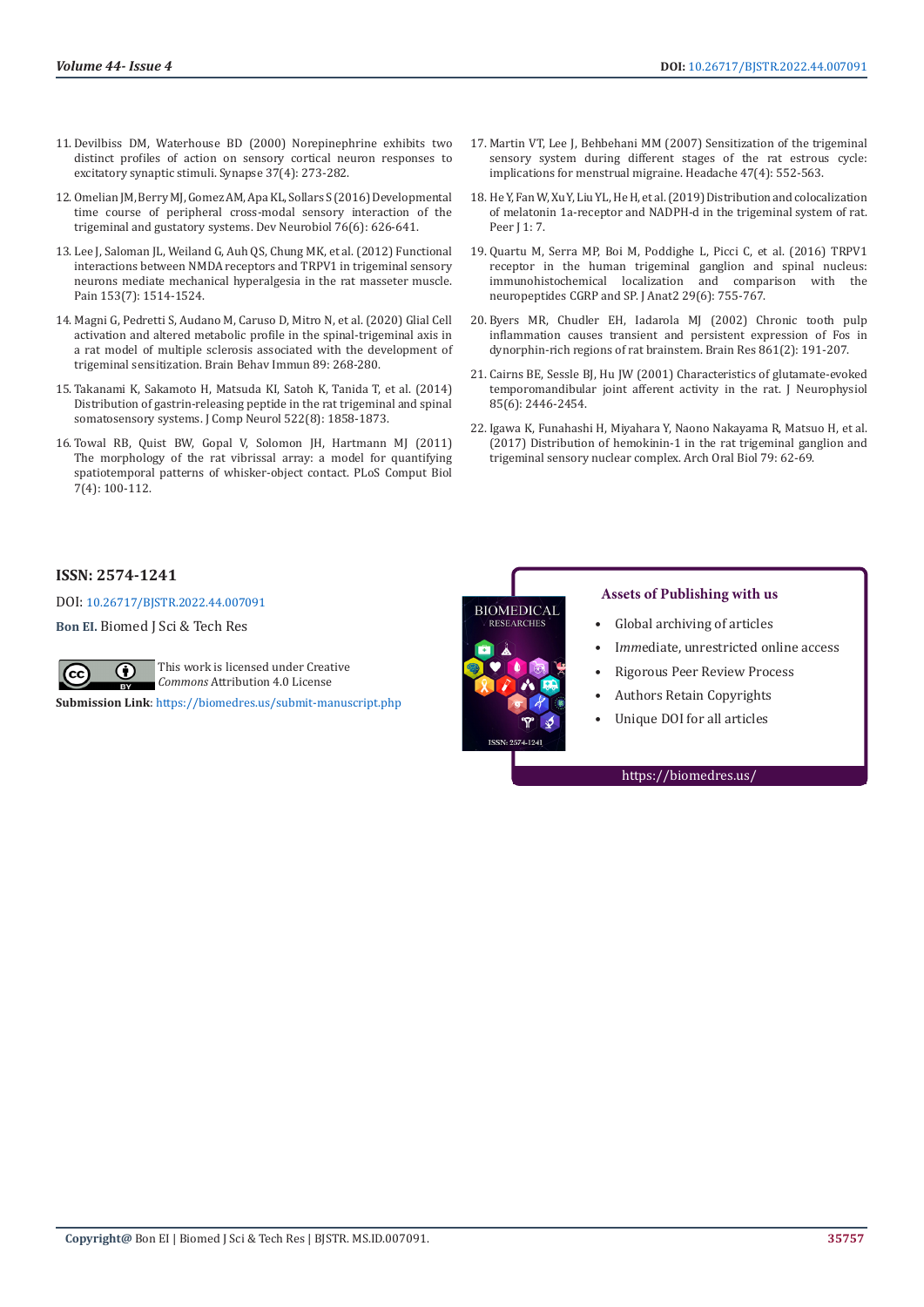11. Devilbiss DM, Waterhouse BD (2000) Norepinephrine exhibits two distinct profiles of action on sensory cortical neuron responses to excitatory synaptic stimuli. Synapse 37(4): 273-282.

12. Omelian JM, Berry MJ, Gomez AM, Apa KL, Sollars S (2016) Developmental time course of peripheral cross-modal sensory interaction of the trigeminal and gustatory systems. Dev Neurobiol 76(6): 626-641.

13. Lee J, Saloman JL, Weiland G, Auh QS, Chung MK, et al. (2012) Functional interactions between NMDA receptors and TRPV1 in trigeminal sensory neurons mediate mechanical hyperalgesia in the rat masseter muscle. Pain 153(7): 1514-1524.

14. Magni G, Pedretti S, Audano M, Caruso D, Mitro N, et al. (2020) Glial Cell activation and altered metabolic profile in the spinal-trigeminal axis in a rat model of multiple sclerosis associated with the development of trigeminal sensitization. Brain Behav Immun 89: 268-280.

15. Takanami K, Sakamoto H, Matsuda KI, Satoh K, Tanida T, et al. (2014) Distribution of gastrin-releasing peptide in the rat trigeminal and spinal somatosensory systems. J Comp Neurol 522(8): 1858-1873.

16. Towal RB, Quist BW, Gopal V, Solomon JH, Hartmann MJ (2011) The morphology of the rat vibrissal array: a model for quantifying spatiotemporal patterns of whisker-object contact. PLoS Comput Biol 7(4): 100-112.

17. Martin VT, Lee J, Behbehani MM (2007) Sensitization of the trigeminal sensory system during different stages of the rat estrous cycle: implications for menstrual migraine. Headache 47(4): 552-563.

18. He Y, Fan W, Xu Y, Liu YL, He H, et al. (2019) Distribution and colocalization of melatonin 1a-receptor and NADPH-d in the trigeminal system of rat. Peer J 1: 7.

19. Quartu M, Serra MP, Boi M, Poddighe L, Picci C, et al. (2016) TRPV1 receptor in the human trigeminal ganglion and spinal nucleus: immunohistochemical localization and comparison with the neuropeptides CGRP and SP. J Anat2 29(6): 755-767.

20. Byers MR, Chudler EH, Iadarola MJ (2002) Chronic tooth pulp inflammation causes transient and persistent expression of Fos in dynorphin-rich regions of rat brainstem. Brain Res 861(2): 191-207.

21. Cairns BE, Sessle BJ, Hu JW (2001) Characteristics of glutamate-evoked temporomandibular joint afferent activity in the rat. J Neurophysiol 85(6): 2446-2454.

22. Igawa K, Funahashi H, Miyahara Y, Naono Nakayama R, Matsuo H, et al. (2017) Distribution of hemokinin-1 in the rat trigeminal ganglion and trigeminal sensory nuclear complex. Arch Oral Biol 79: 62-69.

**ISSN: 2574-1241**

DOI: 10.26717/BJSTR.2022.44.007091

**Bon EI.** Biomed J Sci & Tech Res

This work is licensed under Creative *Commons* Attribution 4.0 License

**Submission Link**: https://biomedres.us/submit-manuscript.php

BIOMEDICAL RESEARCHES

ISSN: 2574-1241

**Assets of Publishing with us**

- Global archiving of articles
- Immediate, unrestricted online access
- Rigorous Peer Review Process
- Authors Retain Copyrights
- Unique DOI for all articles

https://biomedres.us/